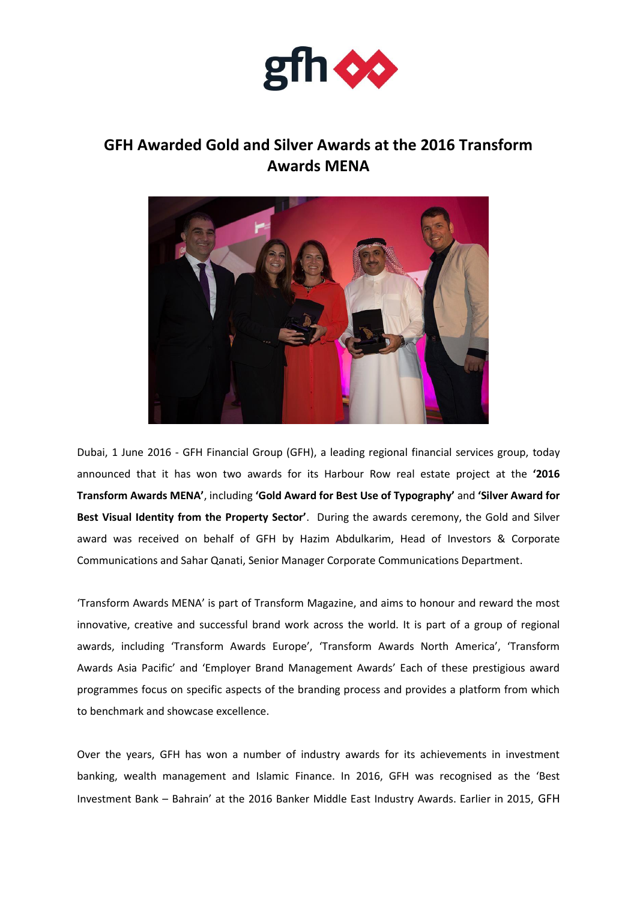# GFH Awarded Gold and Silver Awards at the 2016 Transform Awards MENA

Dubai, 1 June 2016 - GFH Financial Group (GFH), a leading regional financial services group, today announced that it has won two awards for its Harbour Row real estate project at the **'2016 Transform Awards MENA'**, including **'Gold Award for Best Use of Typography'** and **'Silver Award for Best Visual Identity from the Property Sector'**. During the awards ceremony, the Gold and Silver award was received on behalf of GFH by Hazim Abdulkarim, Head of Investors & Corporate Communications and Sahar Qanati, Senior Manager Corporate Communications Department.

'Transform Awards MENA' is part of Transform Magazine, and aims to honour and reward the most innovative, creative and successful brand work across the world. It is part of a group of regional awards, including 'Transform Awards Europe', 'Transform Awards North America', 'Transform Awards Asia Pacific' and 'Employer Brand Management Awards' Each of these prestigious award programmes focus on specific aspects of the branding process and provides a platform from which to benchmark and showcase excellence.

Over the years, GFH has won a number of industry awards for its achievements in investment banking, wealth management and Islamic Finance. In 2016, GFH was recognised as the 'Best Investment Bank – Bahrain' at the 2016 Banker Middle East Industry Awards. Earlier in 2015, GFH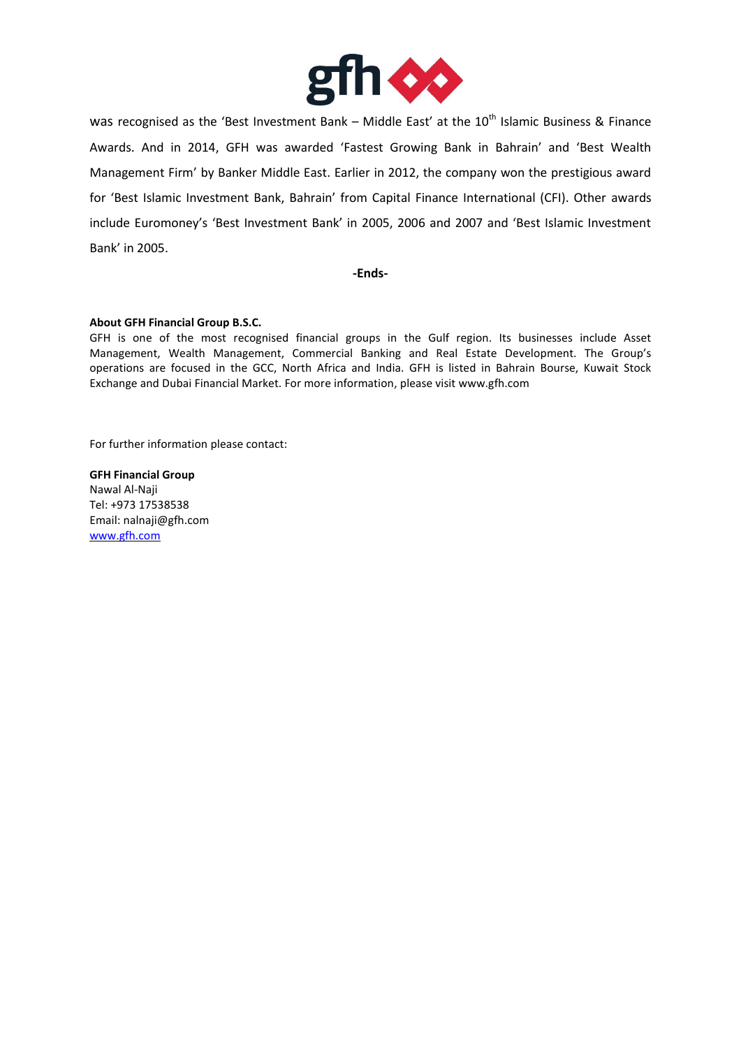was recognised as the 'Best Investment Bank – Middle East' at the 10th Islamic Business & Finance Awards. And in 2014, GFH was awarded 'Fastest Growing Bank in Bahrain' and 'Best Wealth Management Firm' by Banker Middle East. Earlier in 2012, the company won the prestigious award for 'Best Islamic Investment Bank, Bahrain' from Capital Finance International (CFI). Other awards include Euromoney's 'Best Investment Bank' in 2005, 2006 and 2007 and 'Best Islamic Investment Bank' in 2005.

**-Ends-**

**About GFH Financial Group B.S.C.**

GFH is one of the most recognised financial groups in the Gulf region. Its businesses include Asset Management, Wealth Management, Commercial Banking and Real Estate Development. The Group's operations are focused in the GCC, North Africa and India. GFH is listed in Bahrain Bourse, Kuwait Stock Exchange and Dubai Financial Market. For more information, please visit www.gfh.com

For further information please contact:

**GFH Financial Group**
Nawal Al-Naji
Tel: +973 17538538
Email: nalnaji@gfh.com
www.gfh.com